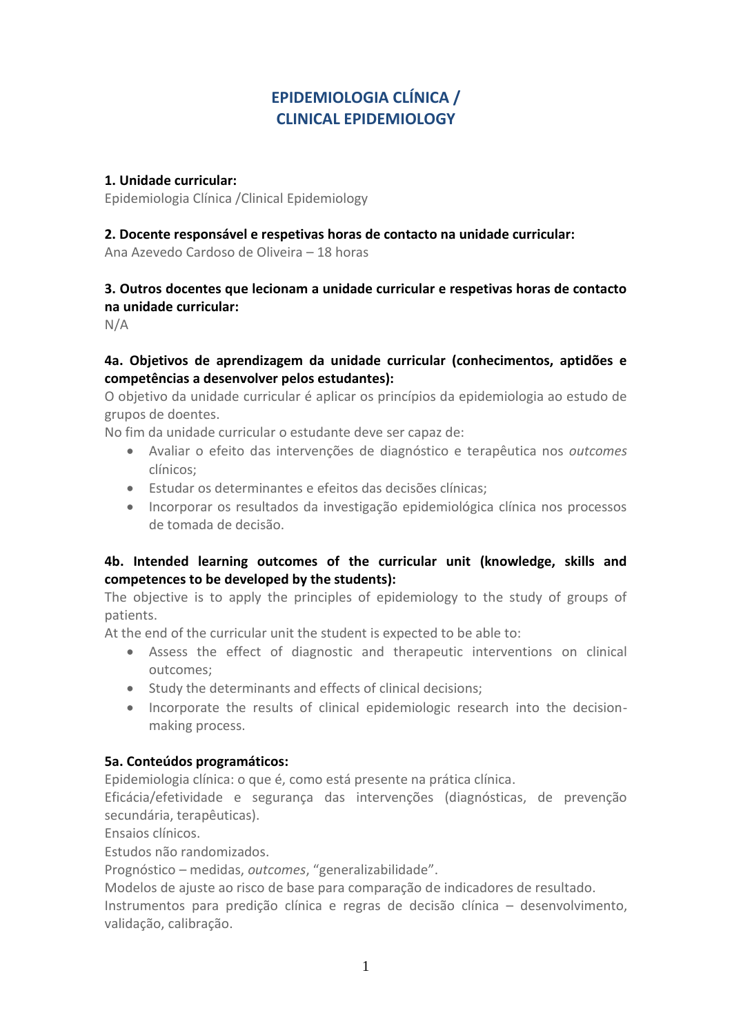# EPIDEMIOLOGIA CLÍNICA / CLINICAL EPIDEMIOLOGY

**1. Unidade curricular:**
Epidemiologia Clínica /Clinical Epidemiology

**2. Docente responsável e respetivas horas de contacto na unidade curricular:**
Ana Azevedo Cardoso de Oliveira – 18 horas

**3. Outros docentes que lecionam a unidade curricular e respetivas horas de contacto na unidade curricular:**
N/A

**4a. Objetivos de aprendizagem da unidade curricular (conhecimentos, aptidões e competências a desenvolver pelos estudantes):**
O objetivo da unidade curricular é aplicar os princípios da epidemiologia ao estudo de grupos de doentes.
No fim da unidade curricular o estudante deve ser capaz de:

- Avaliar o efeito das intervenções de diagnóstico e terapêutica nos *outcomes* clínicos;
- Estudar os determinantes e efeitos das decisões clínicas;
- Incorporar os resultados da investigação epidemiológica clínica nos processos de tomada de decisão.

**4b. Intended learning outcomes of the curricular unit (knowledge, skills and competences to be developed by the students):**
The objective is to apply the principles of epidemiology to the study of groups of patients.
At the end of the curricular unit the student is expected to be able to:

- Assess the effect of diagnostic and therapeutic interventions on clinical outcomes;
- Study the determinants and effects of clinical decisions;
- Incorporate the results of clinical epidemiologic research into the decision-making process.

**5a. Conteúdos programáticos:**
Epidemiologia clínica: o que é, como está presente na prática clínica.
Eficácia/efetividade e segurança das intervenções (diagnósticas, de prevenção secundária, terapêuticas).
Ensaios clínicos.
Estudos não randomizados.
Prognóstico – medidas, *outcomes*, "generalizabilidade".
Modelos de ajuste ao risco de base para comparação de indicadores de resultado.
Instrumentos para predição clínica e regras de decisão clínica – desenvolvimento, validação, calibração.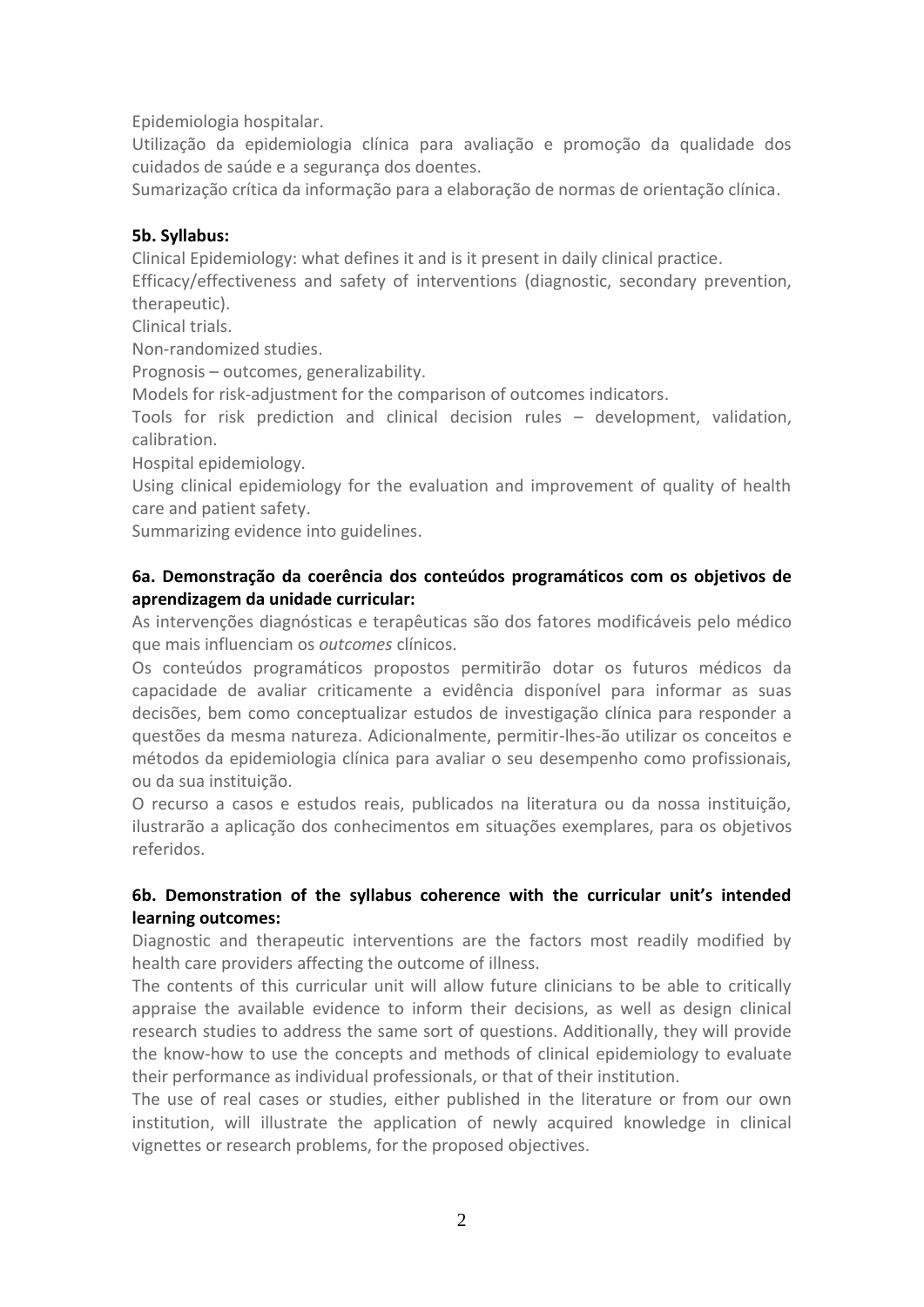Epidemiologia hospitalar.

Utilização da epidemiologia clínica para avaliação e promoção da qualidade dos cuidados de saúde e a segurança dos doentes.

Sumarização crítica da informação para a elaboração de normas de orientação clínica.

**5b. Syllabus:**

Clinical Epidemiology: what defines it and is it present in daily clinical practice.

Efficacy/effectiveness and safety of interventions (diagnostic, secondary prevention, therapeutic).

Clinical trials.

Non-randomized studies.

Prognosis – outcomes, generalizability.

Models for risk-adjustment for the comparison of outcomes indicators.

Tools for risk prediction and clinical decision rules – development, validation, calibration.

Hospital epidemiology.

Using clinical epidemiology for the evaluation and improvement of quality of health care and patient safety.

Summarizing evidence into guidelines.

**6a. Demonstração da coerência dos conteúdos programáticos com os objetivos de aprendizagem da unidade curricular:**

As intervenções diagnósticas e terapêuticas são dos fatores modificáveis pelo médico que mais influenciam os *outcomes* clínicos.

Os conteúdos programáticos propostos permitirão dotar os futuros médicos da capacidade de avaliar criticamente a evidência disponível para informar as suas decisões, bem como conceptualizar estudos de investigação clínica para responder a questões da mesma natureza. Adicionalmente, permitir-lhes-ão utilizar os conceitos e métodos da epidemiologia clínica para avaliar o seu desempenho como profissionais, ou da sua instituição.

O recurso a casos e estudos reais, publicados na literatura ou da nossa instituição, ilustrarão a aplicação dos conhecimentos em situações exemplares, para os objetivos referidos.

**6b. Demonstration of the syllabus coherence with the curricular unit's intended learning outcomes:**

Diagnostic and therapeutic interventions are the factors most readily modified by health care providers affecting the outcome of illness.

The contents of this curricular unit will allow future clinicians to be able to critically appraise the available evidence to inform their decisions, as well as design clinical research studies to address the same sort of questions. Additionally, they will provide the know-how to use the concepts and methods of clinical epidemiology to evaluate their performance as individual professionals, or that of their institution.

The use of real cases or studies, either published in the literature or from our own institution, will illustrate the application of newly acquired knowledge in clinical vignettes or research problems, for the proposed objectives.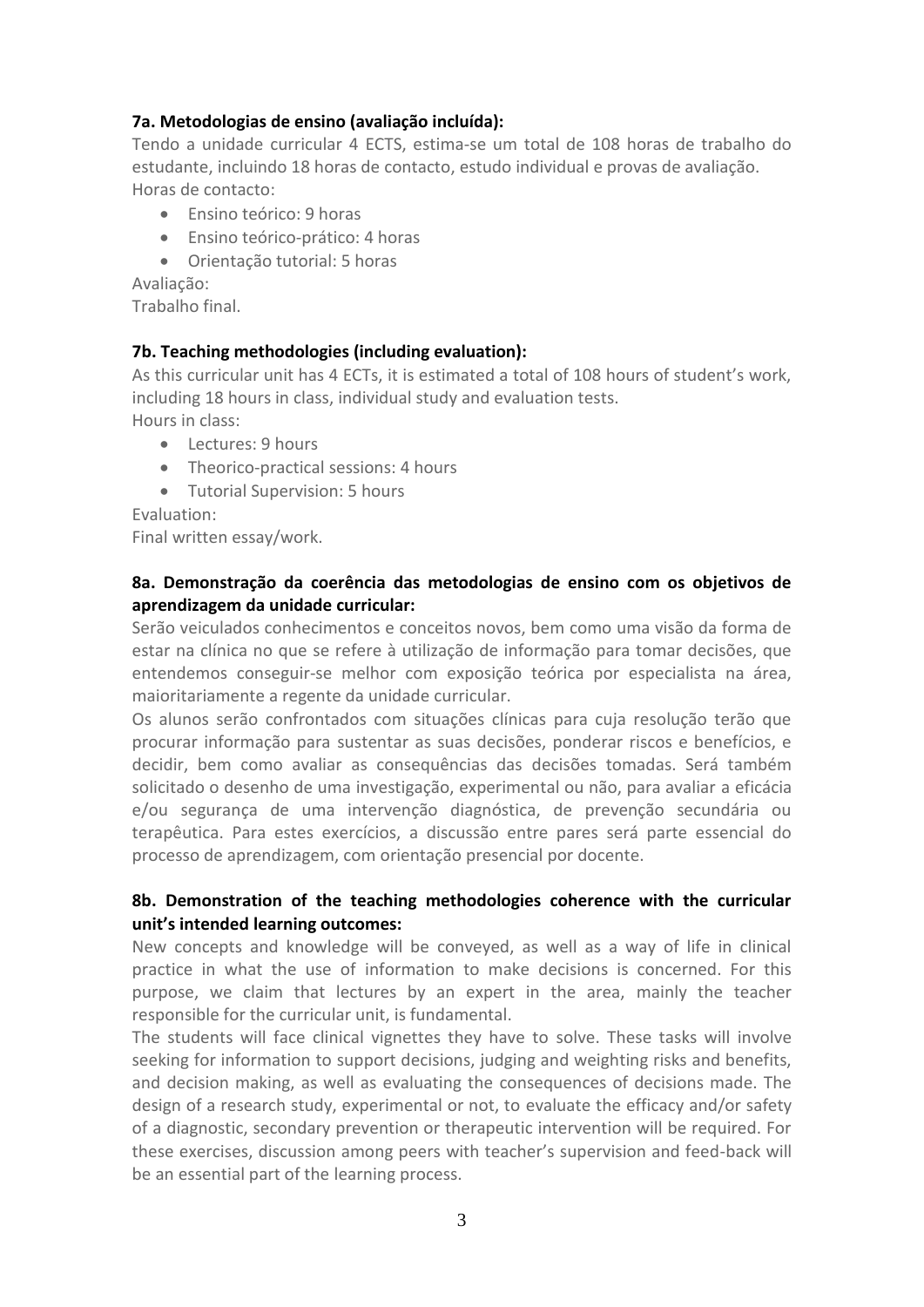**7a. Metodologias de ensino (avaliação incluída):**

Tendo a unidade curricular 4 ECTS, estima-se um total de 108 horas de trabalho do estudante, incluindo 18 horas de contacto, estudo individual e provas de avaliação.
Horas de contacto:

- Ensino teórico: 9 horas
- Ensino teórico-prático: 4 horas
- Orientação tutorial: 5 horas

Avaliação:
Trabalho final.

**7b. Teaching methodologies (including evaluation):**

As this curricular unit has 4 ECTs, it is estimated a total of 108 hours of student's work, including 18 hours in class, individual study and evaluation tests.
Hours in class:

- Lectures: 9 hours
- Theorico-practical sessions: 4 hours
- Tutorial Supervision: 5 hours

Evaluation:
Final written essay/work.

**8a. Demonstração da coerência das metodologias de ensino com os objetivos de aprendizagem da unidade curricular:**

Serão veiculados conhecimentos e conceitos novos, bem como uma visão da forma de estar na clínica no que se refere à utilização de informação para tomar decisões, que entendemos conseguir-se melhor com exposição teórica por especialista na área, maioritariamente a regente da unidade curricular.

Os alunos serão confrontados com situações clínicas para cuja resolução terão que procurar informação para sustentar as suas decisões, ponderar riscos e benefícios, e decidir, bem como avaliar as consequências das decisões tomadas. Será também solicitado o desenho de uma investigação, experimental ou não, para avaliar a eficácia e/ou segurança de uma intervenção diagnóstica, de prevenção secundária ou terapêutica. Para estes exercícios, a discussão entre pares será parte essencial do processo de aprendizagem, com orientação presencial por docente.

**8b. Demonstration of the teaching methodologies coherence with the curricular unit's intended learning outcomes:**

New concepts and knowledge will be conveyed, as well as a way of life in clinical practice in what the use of information to make decisions is concerned. For this purpose, we claim that lectures by an expert in the area, mainly the teacher responsible for the curricular unit, is fundamental.

The students will face clinical vignettes they have to solve. These tasks will involve seeking for information to support decisions, judging and weighting risks and benefits, and decision making, as well as evaluating the consequences of decisions made. The design of a research study, experimental or not, to evaluate the efficacy and/or safety of a diagnostic, secondary prevention or therapeutic intervention will be required. For these exercises, discussion among peers with teacher's supervision and feed-back will be an essential part of the learning process.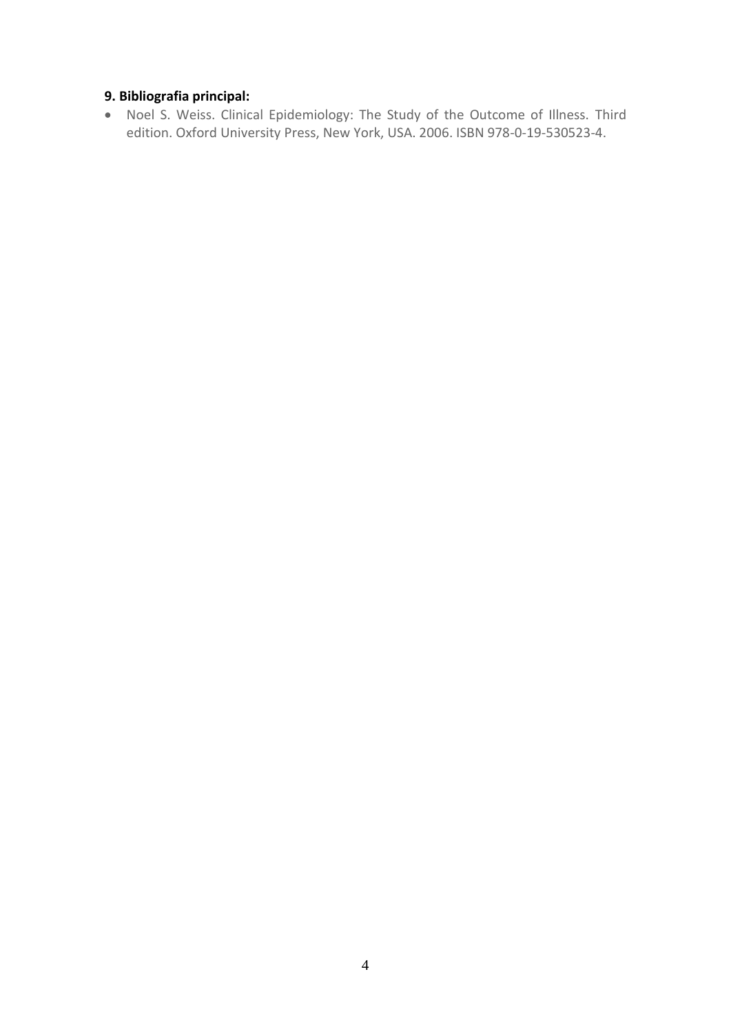### 9. Bibliografia principal:

- Noel S. Weiss. Clinical Epidemiology: The Study of the Outcome of Illness. Third edition. Oxford University Press, New York, USA. 2006. ISBN 978-0-19-530523-4.